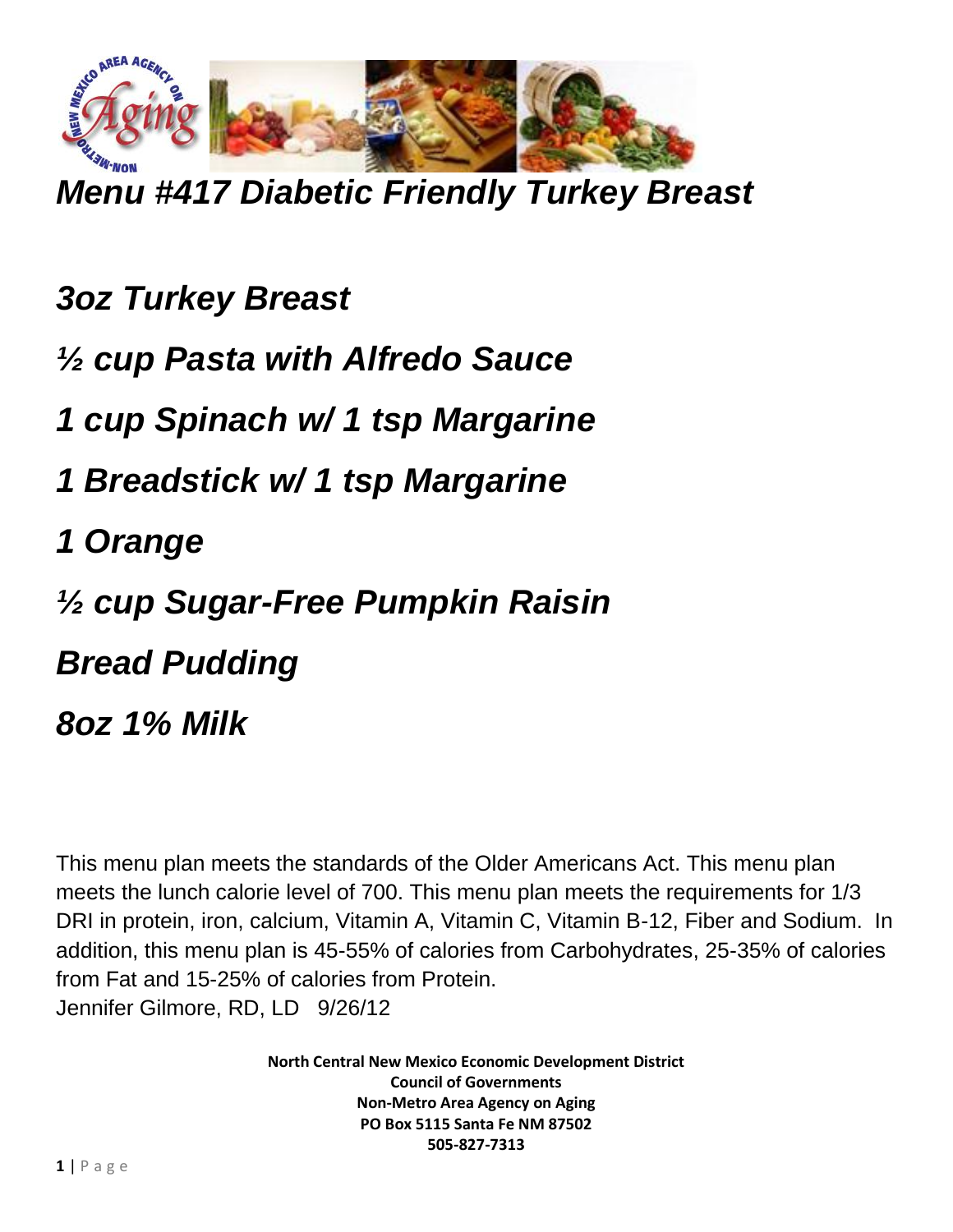# *Menu #417 Diabetic Friendly Turkey Breast*

***3oz Turkey Breast***

***½ cup Pasta with Alfredo Sauce***

***1 cup Spinach w/ 1 tsp Margarine***

***1 Breadstick w/ 1 tsp Margarine***

***1 Orange***

***½ cup Sugar-Free Pumpkin Raisin Bread Pudding***

***8oz 1% Milk***

This menu plan meets the standards of the Older Americans Act. This menu plan meets the lunch calorie level of 700. This menu plan meets the requirements for 1/3 DRI in protein, iron, calcium, Vitamin A, Vitamin C, Vitamin B-12, Fiber and Sodium. In addition, this menu plan is 45-55% of calories from Carbohydrates, 25-35% of calories from Fat and 15-25% of calories from Protein.
Jennifer Gilmore, RD, LD 9/26/12

**North Central New Mexico Economic Development District**
**Council of Governments**
**Non-Metro Area Agency on Aging**
**PO Box 5115 Santa Fe NM 87502**
**505-827-7313**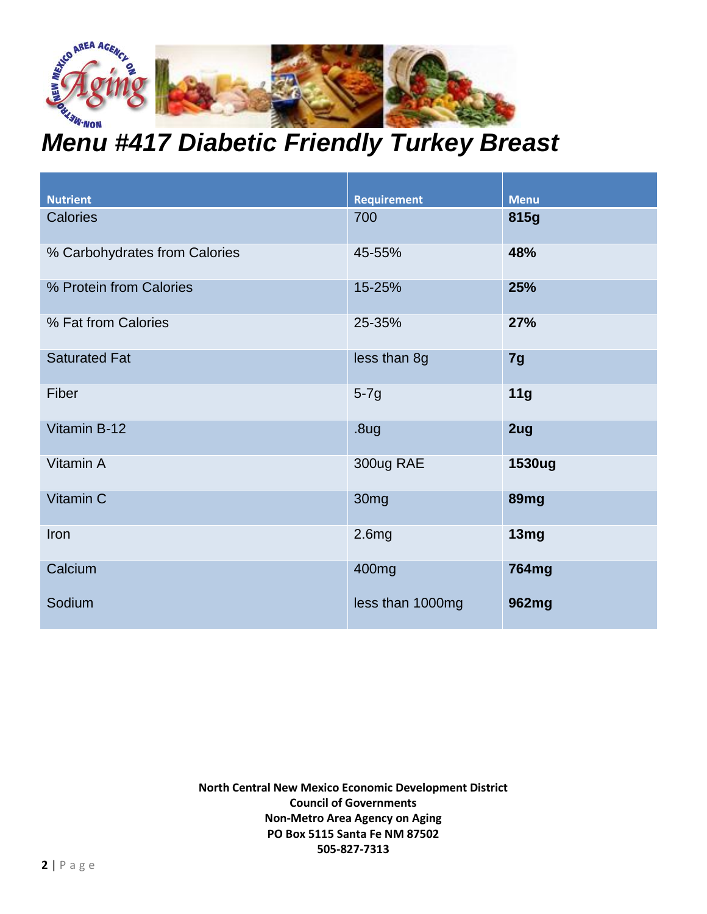# *Menu #417 Diabetic Friendly Turkey Breast*

| Nutrient | Requirement | Menu |
|---|---|---|
| Calories | 700 | **815g** |
| % Carbohydrates from Calories | 45-55% | **48%** |
| % Protein from Calories | 15-25% | **25%** |
| % Fat from Calories | 25-35% | **27%** |
| Saturated Fat | less than 8g | **7g** |
| Fiber | 5-7g | **11g** |
| Vitamin B-12 | .8ug | **2ug** |
| Vitamin A | 300ug RAE | **1530ug** |
| Vitamin C | 30mg | **89mg** |
| Iron | 2.6mg | **13mg** |
| Calcium | 400mg | **764mg** |
| Sodium | less than 1000mg | **962mg** |

**North Central New Mexico Economic Development District**
**Council of Governments**
**Non-Metro Area Agency on Aging**
**PO Box 5115 Santa Fe NM 87502**
**505-827-7313**